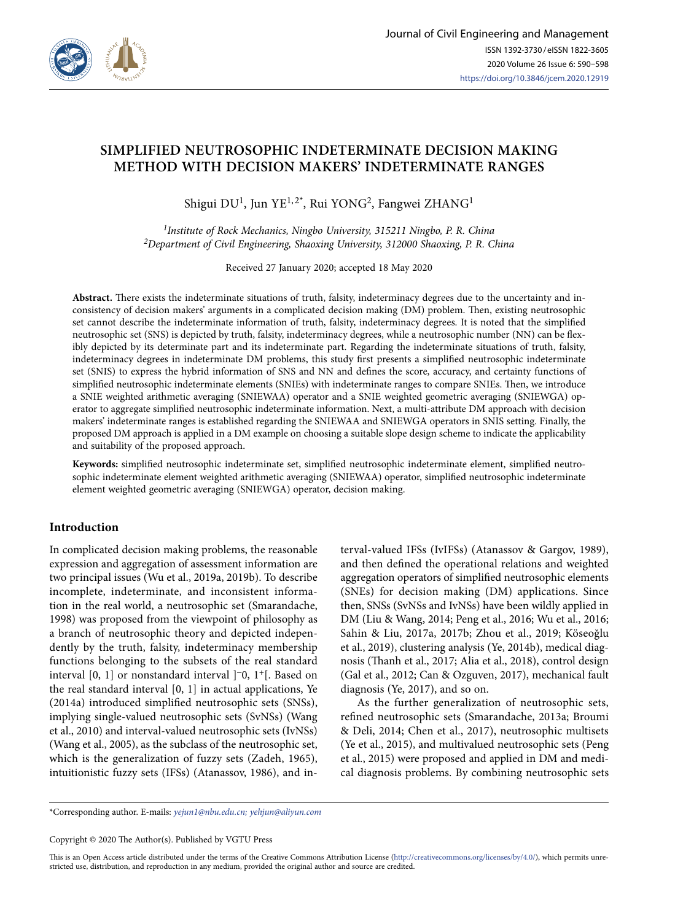# SIMPLIFIED NEUTROSOPHIC INDETERMINATE DECISION MAKING METHOD WITH DECISION MAKERS' INDETERMINATE RANGES

Shigui DU[1], Jun YE[1,2*], Rui YONG[2], Fangwei ZHANG[1]

[1]*Institute of Rock Mechanics, Ningbo University, 315211 Ningbo, P. R. China*
[2]*Department of Civil Engineering, Shaoxing University, 312000 Shaoxing, P. R. China*

Received 27 January 2020; accepted 18 May 2020

**Abstract.** There exists the indeterminate situations of truth, falsity, indeterminacy degrees due to the uncertainty and inconsistency of decision makers' arguments in a complicated decision making (DM) problem. Then, existing neutrosophic set cannot describe the indeterminate information of truth, falsity, indeterminacy degrees. It is noted that the simplified neutrosophic set (SNS) is depicted by truth, falsity, indeterminacy degrees, while a neutrosophic number (NN) can be flexibly depicted by its determinate part and its indeterminate part. Regarding the indeterminate situations of truth, falsity, indeterminacy degrees in indeterminate DM problems, this study first presents a simplified neutrosophic indeterminate set (SNIS) to express the hybrid information of SNS and NN and defines the score, accuracy, and certainty functions of simplified neutrosophic indeterminate elements (SNIEs) with indeterminate ranges to compare SNIEs. Then, we introduce a SNIE weighted arithmetic averaging (SNIEWAA) operator and a SNIE weighted geometric averaging (SNIEWGA) operator to aggregate simplified neutrosophic indeterminate information. Next, a multi-attribute DM approach with decision makers' indeterminate ranges is established regarding the SNIEWAA and SNIEWGA operators in SNIS setting. Finally, the proposed DM approach is applied in a DM example on choosing a suitable slope design scheme to indicate the applicability and suitability of the proposed approach.

**Keywords:** simplified neutrosophic indeterminate set, simplified neutrosophic indeterminate element, simplified neutrosophic indeterminate element weighted arithmetic averaging (SNIEWAA) operator, simplified neutrosophic indeterminate element weighted geometric averaging (SNIEWGA) operator, decision making.

## Introduction

In complicated decision making problems, the reasonable expression and aggregation of assessment information are two principal issues (Wu et al., 2019a, 2019b). To describe incomplete, indeterminate, and inconsistent information in the real world, a neutrosophic set (Smarandache, 1998) was proposed from the viewpoint of philosophy as a branch of neutrosophic theory and depicted independently by the truth, falsity, indeterminacy membership functions belonging to the subsets of the real standard interval [0, 1] or nonstandard interval $]^{-}0, 1^{+}[$. Based on the real standard interval [0, 1] in actual applications, Ye (2014a) introduced simplified neutrosophic sets (SNSs), implying single-valued neutrosophic sets (SvNSs) (Wang et al., 2010) and interval-valued neutrosophic sets (IvNSs) (Wang et al., 2005), as the subclass of the neutrosophic set, which is the generalization of fuzzy sets (Zadeh, 1965), intuitionistic fuzzy sets (IFSs) (Atanassov, 1986), and interval-valued IFSs (IvIFSs) (Atanassov & Gargov, 1989), and then defined the operational relations and weighted aggregation operators of simplified neutrosophic elements (SNEs) for decision making (DM) applications. Since then, SNSs (SvNSs and IvNSs) have been wildly applied in DM (Liu & Wang, 2014; Peng et al., 2016; Wu et al., 2016; Sahin & Liu, 2017a, 2017b; Zhou et al., 2019; Köseoğlu et al., 2019), clustering analysis (Ye, 2014b), medical diagnosis (Thanh et al., 2017; Alia et al., 2018), control design (Gal et al., 2012; Can & Ozguven, 2017), mechanical fault diagnosis (Ye, 2017), and so on.

As the further generalization of neutrosophic sets, refined neutrosophic sets (Smarandache, 2013a; Broumi & Deli, 2014; Chen et al., 2017), neutrosophic multisets (Ye et al., 2015), and multivalued neutrosophic sets (Peng et al., 2015) were proposed and applied in DM and medical diagnosis problems. By combining neutrosophic sets

*Corresponding author. E-mails: *yejun1@nbu.edu.cn; yehjun@aliyun.com*

Copyright © 2020 The Author(s). Published by VGTU Press

This is an Open Access article distributed under the terms of the Creative Commons Attribution License (http://creativecommons.org/licenses/by/4.0/), which permits unrestricted use, distribution, and reproduction in any medium, provided the original author and source are credited.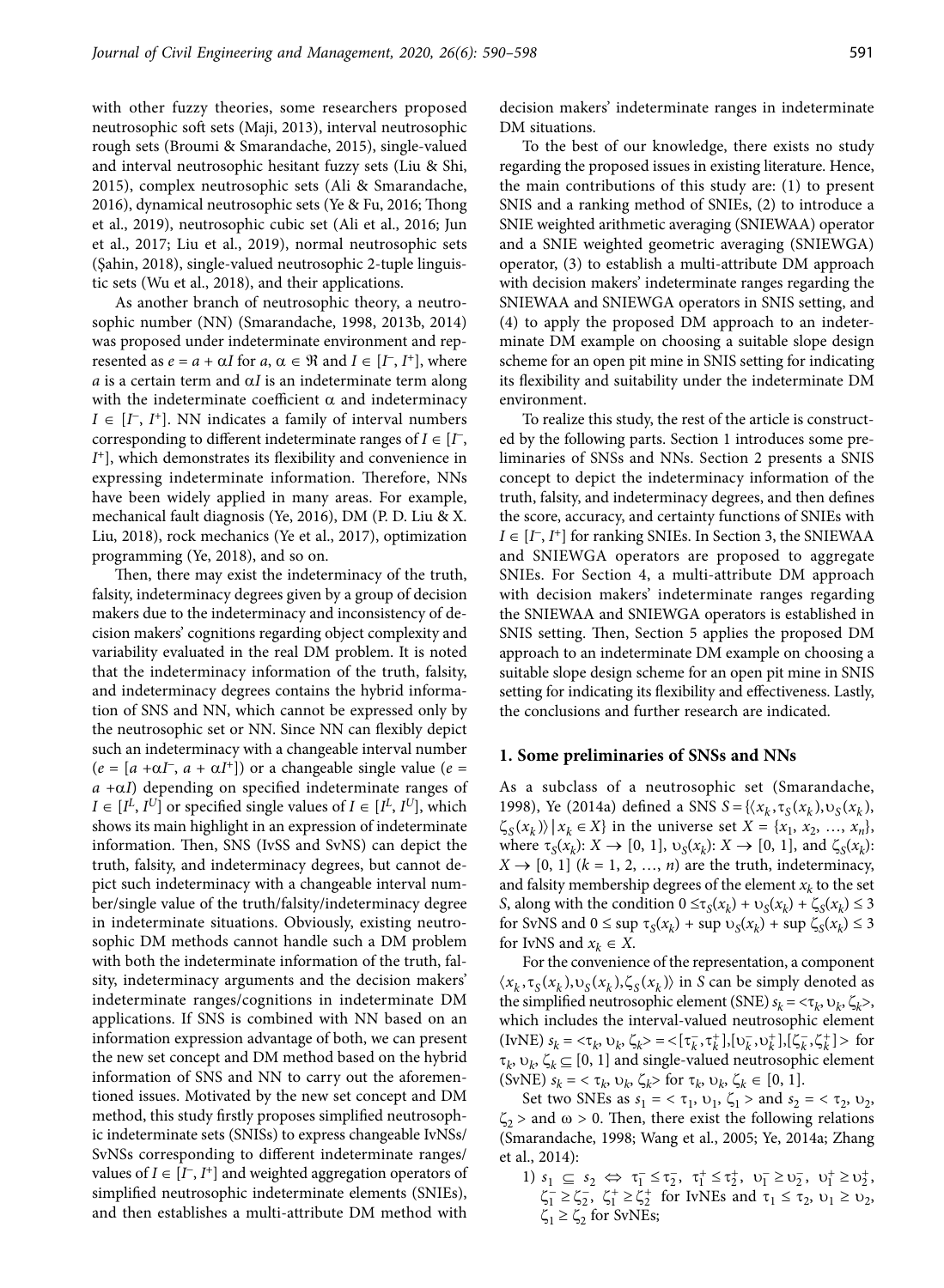with other fuzzy theories, some researchers proposed neutrosophic soft sets (Maji, 2013), interval neutrosophic rough sets (Broumi & Smarandache, 2015), single-valued and interval neutrosophic hesitant fuzzy sets (Liu & Shi, 2015), complex neutrosophic sets (Ali & Smarandache, 2016), dynamical neutrosophic sets (Ye & Fu, 2016; Thong et al., 2019), neutrosophic cubic set (Ali et al., 2016; Jun et al., 2017; Liu et al., 2019), normal neutrosophic sets (Şahin, 2018), single-valued neutrosophic 2-tuple linguistic sets (Wu et al., 2018), and their applications.

As another branch of neutrosophic theory, a neutrosophic number (NN) (Smarandache, 1998, 2013b, 2014) was proposed under indeterminate environment and represented as $e = a + \alpha I$ for $a, \alpha \in \Re$ and $I \in [I^-, I^+]$, where $a$ is a certain term and $\alpha I$ is an indeterminate term along with the indeterminate coefficient $\alpha$ and indeterminacy $I \in [I^-, I^+]$. NN indicates a family of interval numbers corresponding to different indeterminate ranges of $I \in [I^-, I^+]$, which demonstrates its flexibility and convenience in expressing indeterminate information. Therefore, NNs have been widely applied in many areas. For example, mechanical fault diagnosis (Ye, 2016), DM (P. D. Liu & X. Liu, 2018), rock mechanics (Ye et al., 2017), optimization programming (Ye, 2018), and so on.

Then, there may exist the indeterminacy of the truth, falsity, indeterminacy degrees given by a group of decision makers due to the indeterminacy and inconsistency of decision makers' cognitions regarding object complexity and variability evaluated in the real DM problem. It is noted that the indeterminacy information of the truth, falsity, and indeterminacy degrees contains the hybrid information of SNS and NN, which cannot be expressed only by the neutrosophic set or NN. Since NN can flexibly depict such an indeterminacy with a changeable interval number ($e = [a + \alpha I^-, a + \alpha I^+]$) or a changeable single value ($e = a + \alpha I$) depending on specified indeterminate ranges of $I \in [I^L, I^U]$ or specified single values of $I \in [I^L, I^U]$, which shows its main highlight in an expression of indeterminate information. Then, SNS (IvSS and SvNS) can depict the truth, falsity, and indeterminacy degrees, but cannot depict such indeterminacy with a changeable interval number/single value of the truth/falsity/indeterminacy degree in indeterminate situations. Obviously, existing neutrosophic DM methods cannot handle such a DM problem with both the indeterminate information of the truth, falsity, indeterminacy arguments and the decision makers' indeterminate ranges/cognitions in indeterminate DM applications. If SNS is combined with NN based on an information expression advantage of both, we can present the new set concept and DM method based on the hybrid information of SNS and NN to carry out the aforementioned issues. Motivated by the new set concept and DM method, this study firstly proposes simplified neutrosophic indeterminate sets (SNISs) to express changeable IvNSs/SvNSs corresponding to different indeterminate ranges/values of $I \in [I^-, I^+]$ and weighted aggregation operators of simplified neutrosophic indeterminate elements (SNIEs), and then establishes a multi-attribute DM method with decision makers' indeterminate ranges in indeterminate DM situations.

To the best of our knowledge, there exists no study regarding the proposed issues in existing literature. Hence, the main contributions of this study are: (1) to present SNIS and a ranking method of SNIEs, (2) to introduce a SNIE weighted arithmetic averaging (SNIEWAA) operator and a SNIE weighted geometric averaging (SNIEWGA) operator, (3) to establish a multi-attribute DM approach with decision makers' indeterminate ranges regarding the SNIEWAA and SNIEWGA operators in SNIS setting, and (4) to apply the proposed DM approach to an indeterminate DM example on choosing a suitable slope design scheme for an open pit mine in SNIS setting for indicating its flexibility and suitability under the indeterminate DM environment.

To realize this study, the rest of the article is constructed by the following parts. Section 1 introduces some preliminaries of SNSs and NNs. Section 2 presents a SNIS concept to depict the indeterminacy information of the truth, falsity, and indeterminacy degrees, and then defines the score, accuracy, and certainty functions of SNIEs with $I \in [I^-, I^+]$ for ranking SNIEs. In Section 3, the SNIEWAA and SNIEWGA operators are proposed to aggregate SNIEs. For Section 4, a multi-attribute DM approach with decision makers' indeterminate ranges regarding the SNIEWAA and SNIEWGA operators is established in SNIS setting. Then, Section 5 applies the proposed DM approach to an indeterminate DM example on choosing a suitable slope design scheme for an open pit mine in SNIS setting for indicating its flexibility and effectiveness. Lastly, the conclusions and further research are indicated.

## 1. Some preliminaries of SNSs and NNs

As a subclass of a neutrosophic set (Smarandache, 1998), Ye (2014a) defined a SNS $S = \{\langle x_k, \tau_S(x_k), \upsilon_S(x_k), \zeta_S(x_k)\rangle \mid x_k \in X\}$ in the universe set $X = \{x_1, x_2, \ldots, x_n\}$, where $\tau_S(x_k)$: $X \to [0, 1]$, $\upsilon_S(x_k)$: $X \to [0, 1]$, and $\zeta_S(x_k)$: $X \to [0, 1]$ ($k = 1, 2, \ldots, n$) are the truth, indeterminacy, and falsity membership degrees of the element $x_k$ to the set $S$, along with the condition $0 \le \tau_S(x_k) + \upsilon_S(x_k) + \zeta_S(x_k) \le 3$ for SvNS and $0 \le \sup \tau_S(x_k) + \sup \upsilon_S(x_k) + \sup \zeta_S(x_k) \le 3$ for IvNS and $x_k \in X$.

For the convenience of the representation, a component $\langle x_k, \tau_S(x_k), \upsilon_S(x_k), \zeta_S(x_k)\rangle$ in $S$ can be simply denoted as the simplified neutrosophic element (SNE) $s_k = \langle \tau_k, \upsilon_k, \zeta_k \rangle$, which includes the interval-valued neutrosophic element (IvNE) $s_k = \langle \tau_k, \upsilon_k, \zeta_k \rangle = \langle [\tau_k^-, \tau_k^+], [\upsilon_k^-, \upsilon_k^+], [\zeta_k^-, \zeta_k^+] \rangle$ for $\tau_k, \upsilon_k, \zeta_k \subseteq [0, 1]$ and single-valued neutrosophic element (SvNE) $s_k = \langle \tau_k, \upsilon_k, \zeta_k \rangle$ for $\tau_k, \upsilon_k, \zeta_k \in [0, 1]$.

Set two SNEs as $s_1 = \langle \tau_1, \upsilon_1, \zeta_1 \rangle$ and $s_2 = \langle \tau_2, \upsilon_2, \zeta_2 \rangle$ and $\omega > 0$. Then, there exist the following relations (Smarandache, 1998; Wang et al., 2005; Ye, 2014a; Zhang et al., 2014):

1) $s_1 \subseteq s_2 \Leftrightarrow \tau_1^- \le \tau_2^-$, $\tau_1^+ \le \tau_2^+$, $\upsilon_1^- \ge \upsilon_2^-$, $\upsilon_1^+ \ge \upsilon_2^+$, $\zeta_1^- \ge \zeta_2^-$, $\zeta_1^+ \ge \zeta_2^+$ for IvNEs and $\tau_1 \le \tau_2$, $\upsilon_1 \ge \upsilon_2$, $\zeta_1 \ge \zeta_2$ for SvNEs;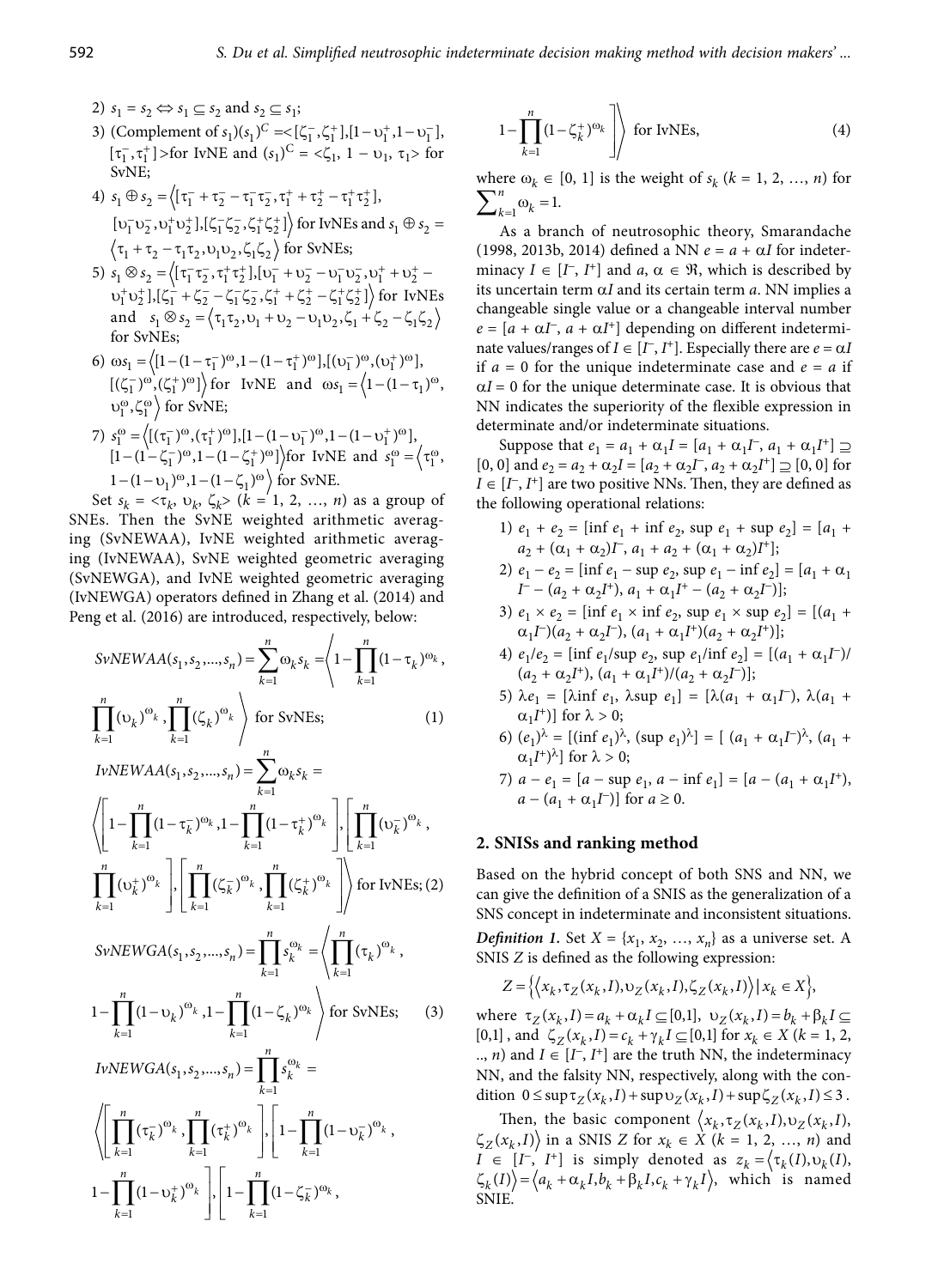2) $s_1 = s_2 \Leftrightarrow s_1 \subseteq s_2$ and $s_2 \subseteq s_1$;

3) (Complement of $s_1$)$(s_1)^C = <[\zeta_1^-, \zeta_1^+], [1 - \upsilon_1^+, 1 - \upsilon_1^-], [\tau_1^-, \tau_1^+]>$ for IvNE and $(s_1)^C = <\zeta_1, 1 - \upsilon_1, \tau_1>$ for SvNE;

4) $s_1 \oplus s_2 = \left\langle [\tau_1^- + \tau_2^- - \tau_1^-\tau_2^-, \tau_1^+ + \tau_2^+ - \tau_1^+\tau_2^+], [\upsilon_1^-\upsilon_2^-, \upsilon_1^+\upsilon_2^+], [\zeta_1^-\zeta_2^-, \zeta_1^+\zeta_2^+] \right\rangle$ for IvNEs and $s_1 \oplus s_2 = \left\langle \tau_1 + \tau_2 - \tau_1\tau_2, \upsilon_1\upsilon_2, \zeta_1\zeta_2 \right\rangle$ for SvNEs;

5) $s_1 \otimes s_2 = \left\langle [\tau_1^-\tau_2^-, \tau_1^+\tau_2^+], [\upsilon_1^- + \upsilon_2^- - \upsilon_1^-\upsilon_2^-, \upsilon_1^+ + \upsilon_2^+ - \upsilon_1^+\upsilon_2^+], [\zeta_1^- + \zeta_2^- - \zeta_1^-\zeta_2^-, \zeta_1^+ + \zeta_2^+ - \zeta_1^+\zeta_2^+] \right\rangle$ for IvNEs and $s_1 \otimes s_2 = \left\langle \tau_1\tau_2, \upsilon_1 + \upsilon_2 - \upsilon_1\upsilon_2, \zeta_1 + \zeta_2 - \zeta_1\zeta_2 \right\rangle$ for SvNEs;

6) $\omega s_1 = \left\langle [1 - (1 - \tau_1^-)^\omega, 1 - (1 - \tau_1^+)^\omega], [(\upsilon_1^-)^\omega, (\upsilon_1^+)^\omega], [(\zeta_1^-)^\omega, (\zeta_1^+)^\omega] \right\rangle$ for IvNE and $\omega s_1 = \left\langle 1 - (1 - \tau_1)^\omega, \upsilon_1^\omega, \zeta_1^\omega \right\rangle$ for SvNE;

7) $s_1^\omega = \left\langle [(\tau_1^-)^\omega, (\tau_1^+)^\omega], [1 - (1 - \upsilon_1^-)^\omega, 1 - (1 - \upsilon_1^+)^\omega], [1 - (1 - \zeta_1^-)^\omega, 1 - (1 - \zeta_1^+)^\omega] \right\rangle$ for IvNE and $s_1^\omega = \left\langle \tau_1^\omega, 1 - (1 - \upsilon_1)^\omega, 1 - (1 - \zeta_1)^\omega \right\rangle$ for SvNE.

Set $s_k = <\tau_k, \upsilon_k, \zeta_k>$ ($k = 1, 2, \ldots, n$) as a group of SNEs. Then the SvNE weighted arithmetic averaging (SvNEWAA), IvNE weighted arithmetic averaging (IvNEWAA), SvNE weighted geometric averaging (SvNEWGA), and IvNE weighted geometric averaging (IvNEWGA) operators defined in Zhang et al. (2014) and Peng et al. (2016) are introduced, respectively, below:

$$SvNEWAA(s_1, s_2, \ldots, s_n) = \sum_{k=1}^{n} \omega_k s_k = \left\langle 1 - \prod_{k=1}^{n} (1 - \tau_k)^{\omega_k}, \prod_{k=1}^{n} (\upsilon_k)^{\omega_k}, \prod_{k=1}^{n} (\zeta_k)^{\omega_k} \right\rangle \text{ for SvNEs;} \quad (1)$$

$$IvNEWAA(s_1, s_2, \ldots, s_n) = \sum_{k=1}^{n} \omega_k s_k = \left\langle \left[ 1 - \prod_{k=1}^{n} (1 - \tau_k^-)^{\omega_k}, 1 - \prod_{k=1}^{n} (1 - \tau_k^+)^{\omega_k} \right], \left[ \prod_{k=1}^{n} (\upsilon_k^-)^{\omega_k}, \prod_{k=1}^{n} (\upsilon_k^+)^{\omega_k} \right], \left[ \prod_{k=1}^{n} (\zeta_k^-)^{\omega_k}, \prod_{k=1}^{n} (\zeta_k^+)^{\omega_k} \right] \right\rangle \text{ for IvNEs;} \quad (2)$$

$$SvNEWGA(s_1, s_2, \ldots, s_n) = \prod_{k=1}^{n} s_k^{\omega_k} = \left\langle \prod_{k=1}^{n} (\tau_k)^{\omega_k}, 1 - \prod_{k=1}^{n} (1 - \upsilon_k)^{\omega_k}, 1 - \prod_{k=1}^{n} (1 - \zeta_k)^{\omega_k} \right\rangle \text{ for SvNEs;} \quad (3)$$

$$IvNEWGA(s_1, s_2, \ldots, s_n) = \prod_{k=1}^{n} s_k^{\omega_k} = \left\langle \left[ \prod_{k=1}^{n} (\tau_k^-)^{\omega_k}, \prod_{k=1}^{n} (\tau_k^+)^{\omega_k} \right], \left[ 1 - \prod_{k=1}^{n} (1 - \upsilon_k^-)^{\omega_k}, 1 - \prod_{k=1}^{n} (1 - \upsilon_k^+)^{\omega_k} \right], \left[ 1 - \prod_{k=1}^{n} (1 - \zeta_k^-)^{\omega_k}, 1 - \prod_{k=1}^{n} (1 - \zeta_k^+)^{\omega_k} \right] \right\rangle \text{ for IvNEs,} \quad (4)$$

where $\omega_k \in [0, 1]$ is the weight of $s_k$ ($k = 1, 2, \ldots, n$) for $\sum_{k=1}^{n} \omega_k = 1$.

As a branch of neutrosophic theory, Smarandache (1998, 2013b, 2014) defined a NN $e = a + \alpha I$ for indeterminacy $I \in [I^-, I^+]$ and $a, \alpha \in \Re$, which is described by its uncertain term $\alpha I$ and its certain term $a$. NN implies a changeable single value or a changeable interval number $e = [a + \alpha I^-, a + \alpha I^+]$ depending on different indeterminate values/ranges of $I \in [I^-, I^+]$. Especially there are $e = \alpha I$ if $a = 0$ for the unique indeterminate case and $e = a$ if $\alpha I = 0$ for the unique determinate case. It is obvious that NN indicates the superiority of the flexible expression in determinate and/or indeterminate situations.

Suppose that $e_1 = a_1 + \alpha_1 I = [a_1 + \alpha_1 I^-, a_1 + \alpha_1 I^+] \supseteq [0, 0]$ and $e_2 = a_2 + \alpha_2 I = [a_2 + \alpha_2 I^-, a_2 + \alpha_2 I^+] \supseteq [0, 0]$ for $I \in [I^-, I^+]$ are two positive NNs. Then, they are defined as the following operational relations:

1) $e_1 + e_2 = [\inf e_1 + \inf e_2, \sup e_1 + \sup e_2] = [a_1 + a_2 + (\alpha_1 + \alpha_2)I^-, a_1 + a_2 + (\alpha_1 + \alpha_2)I^+]$;
2) $e_1 - e_2 = [\inf e_1 - \sup e_2, \sup e_1 - \inf e_2] = [a_1 + \alpha_1 I^- - (a_2 + \alpha_2 I^+), a_1 + \alpha_1 I^+ - (a_2 + \alpha_2 I^-)]$;
3) $e_1 \times e_2 = [\inf e_1 \times \inf e_2, \sup e_1 \times \sup e_2] = [(a_1 + \alpha_1 I^-)(a_2 + \alpha_2 I^-), (a_1 + \alpha_1 I^+)(a_2 + \alpha_2 I^+)]$;
4) $e_1/e_2 = [\inf e_1/\sup e_2, \sup e_1/\inf e_2] = [(a_1 + \alpha_1 I^-)/(a_2 + \alpha_2 I^+), (a_1 + \alpha_1 I^+)/(a_2 + \alpha_2 I^-)]$;
5) $\lambda e_1 = [\lambda \inf e_1, \lambda \sup e_1] = [\lambda(a_1 + \alpha_1 I^-), \lambda(a_1 + \alpha_1 I^+)]$ for $\lambda > 0$;
6) $(e_1)^\lambda = [(\inf e_1)^\lambda, (\sup e_1)^\lambda] = [(a_1 + \alpha_1 I^-)^\lambda, (a_1 + \alpha_1 I^+)^\lambda]$ for $\lambda > 0$;
7) $a - e_1 = [a - \sup e_1, a - \inf e_1] = [a - (a_1 + \alpha_1 I^+), a - (a_1 + \alpha_1 I^-)]$ for $a \geq 0$.

## 2. SNISs and ranking method

Based on the hybrid concept of both SNS and NN, we can give the definition of a SNIS as the generalization of a SNS concept in indeterminate and inconsistent situations.

***Definition 1.*** Set $X = \{x_1, x_2, \ldots, x_n\}$ as a universe set. A SNIS $Z$ is defined as the following expression:

$$Z = \left\{ \left\langle x_k, \tau_Z(x_k, I), \upsilon_Z(x_k, I), \zeta_Z(x_k, I) \right\rangle | x_k \in X \right\},$$

where $\tau_Z(x_k, I) = a_k + \alpha_k I \subseteq [0,1]$, $\upsilon_Z(x_k, I) = b_k + \beta_k I \subseteq [0,1]$, and $\zeta_Z(x_k, I) = c_k + \gamma_k I \subseteq [0,1]$ for $x_k \in X$ ($k = 1, 2, \ldots, n$) and $I \in [I^-, I^+]$ are the truth NN, the indeterminacy NN, and the falsity NN, respectively, along with the condition $0 \leq \sup \tau_Z(x_k, I) + \sup \upsilon_Z(x_k, I) + \sup \zeta_Z(x_k, I) \leq 3$.

Then, the basic component $\left\langle x_k, \tau_Z(x_k, I), \upsilon_Z(x_k, I), \zeta_Z(x_k, I) \right\rangle$ in a SNIS $Z$ for $x_k \in X$ ($k = 1, 2, \ldots, n$) and $I \in [I^-, I^+]$ is simply denoted as $z_k = \left\langle \tau_k(I), \upsilon_k(I), \zeta_k(I) \right\rangle = \left\langle a_k + \alpha_k I, b_k + \beta_k I, c_k + \gamma_k I \right\rangle$, which is named SNIE.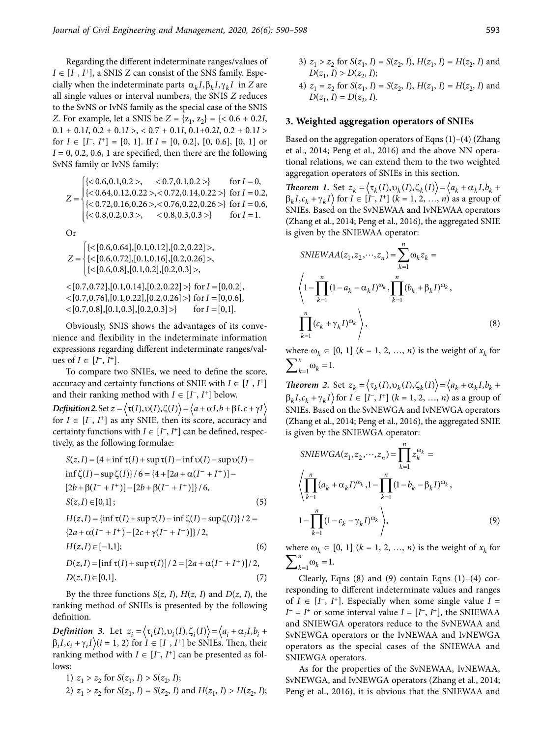Regarding the different indeterminate ranges/values of $I \in [I^-, I^+]$, a SNIS Z can consist of the SNS family. Especially when the indeterminate parts $\alpha_k I, \beta_k I, \gamma_k I$ in $Z$ are all single values or interval numbers, the SNIS $Z$ reduces to the SvNS or IvNS family as the special case of the SNIS $Z$. For example, let a SNIS be $Z = \{z_1, z_2\} = \{<0.6 + 0.2I, 0.1 + 0.1I, 0.2 + 0.1I>, <0.7 + 0.1I, 0.1+0.2I, 0.2 + 0.1I>$ for $I \in [I^-, I^+] = [0, 1]$. If $I = [0, 0.2]$, $[0, 0.6]$, $[0, 1]$ or $I = 0, 0.2, 0.6, 1$ are specified, then there are the following SvNS family or IvNS family:

$$Z = \begin{cases} \{<0.6,0.1,0.2>, \quad <0.7,0.1,0.2>\} & \text{for } I = 0, \\ \{<0.64,0.12,0.22>,<0.72,0.14,0.22>\} & \text{for } I = 0.2, \\ \{<0.72,0.16,0.26>,<0.76,0.22,0.26>\} & \text{for } I = 0.6, \\ \{<0.8,0.2,0.3>, \quad <0.8,0.3,0.3>\} & \text{for } I = 1. \end{cases}$$

Or

$$Z = \begin{cases} \{<[0.6,0.64],[0.1,0.12],[0.2,0.22]>, \\ \{<[0.6,0.72],[0.1,0.16],[0.2,0.26]>, \\ \{<[0.6,0.8],[0.1,0.2],[0.2,0.3]>, \end{cases}$$

$$\begin{aligned} &<[0.7,0.72],[0.1,0.14],[0.2,0.22]>\} \text{ for } I = [0,0.2], \\ &<[0.7,0.76],[0.1,0.22],[0.2,0.26]>\} \text{ for } I = [0,0.6], \\ &<[0.7,0.8],[0.1,0.3],[0.2,0.3]>\} \quad \text{ for } I = [0,1]. \end{aligned}$$

Obviously, SNIS shows the advantages of its convenience and flexibility in the indeterminate information expressions regarding different indeterminate ranges/values of $I \in [I^-, I^+]$.

To compare two SNIEs, we need to define the score, accuracy and certainty functions of SNIE with $I \in [I^-, I^+]$ and their ranking method with $I \in [I^-, I^+]$ below.

***Definition 2.*** Set $z = \langle \tau(I), \upsilon(I), \zeta(I) \rangle = \langle a + \alpha I, b + \beta I, c + \gamma I \rangle$ for $I \in [I^-, I^+]$ as any SNIE, then its score, accuracy and certainty functions with $I \in [I^-, I^+]$ can be defined, respectively, as the following formulae:

$$\begin{aligned} S(z,I) &= \{4 + \inf \tau(I) + \sup \tau(I) - \inf \upsilon(I) - \sup \upsilon(I) - \\ &\inf \zeta(I) - \sup \zeta(I)\}/6 = \{4 + [2a + \alpha(I^- + I^+)] - \\ &[2b + \beta(I^- + I^+)] - [2b + \beta(I^- + I^+)]\}/6, \\ &S(z,I) \in [0,1]; \end{aligned} \tag{5}$$

$$\begin{aligned} H(z,I) &= \{\inf \tau(I) + \sup \tau(I) - \inf \zeta(I) - \sup \zeta(I)\}/2 = \\ &\{2a + \alpha(I^- + I^+) - [2c + \gamma(I^- + I^+)]\}/2, \\ &H(z,I) \in [-1,1]; \end{aligned} \tag{6}$$

$$\begin{aligned} D(z,I) &= [\inf \tau(I) + \sup \tau(I)]/2 = [2a + \alpha(I^- + I^+)]/2, \\ &D(z,I) \in [0,1]. \end{aligned} \tag{7}$$

By the three functions $S(z, I)$, $H(z, I)$ and $D(z, I)$, the ranking method of SNIEs is presented by the following definition.

***Definition 3.*** Let $z_i = \langle \tau_i(I), \upsilon_i(I), \zeta_i(I) \rangle = \langle a_i + \alpha_i I, b_i + \beta_i I, c_i + \gamma_i I \rangle (i = 1, 2)$ for $I \in [I^-, I^+]$ be SNIEs. Then, their ranking method with $I \in [I^-, I^+]$ can be presented as follows:

1) $z_1 > z_2$ for $S(z_1, I) > S(z_2, I)$;
2) $z_1 > z_2$ for $S(z_1, I) = S(z_2, I)$ and $H(z_1, I) > H(z_2, I)$;
3) $z_1 > z_2$ for $S(z_1, I) = S(z_2, I)$, $H(z_1, I) = H(z_2, I)$ and $D(z_1, I) > D(z_2, I)$;
4) $z_1 = z_2$ for $S(z_1, I) = S(z_2, I)$, $H(z_1, I) = H(z_2, I)$ and $D(z_1, I) = D(z_2, I)$.

## 3. Weighted aggregation operators of SNIEs

Based on the aggregation operators of Eqns (1)–(4) (Zhang et al., 2014; Peng et al., 2016) and the above NN operational relations, we can extend them to the two weighted aggregation operators of SNIEs in this section.

***Theorem 1.*** Set $z_k = \langle \tau_k(I), \upsilon_k(I), \zeta_k(I) \rangle = \langle a_k + \alpha_k I, b_k + \beta_k I, c_k + \gamma_k I \rangle$ for $I \in [I^-, I^+]$ $(k = 1, 2, \ldots, n)$ as a group of SNIEs. Based on the SvNEWAA and IvNEWAA operators (Zhang et al., 2014; Peng et al., 2016), the aggregated SNIE is given by the SNIEWAA operator:

$$\begin{aligned} &SNIEWAA(z_1, z_2, \cdots, z_n) = \sum_{k=1}^{n} \omega_k z_k = \\ &\left\langle 1 - \prod_{k=1}^{n} (1 - a_k - \alpha_k I)^{\omega_k}, \prod_{k=1}^{n} (b_k + \beta_k I)^{\omega_k}, \right. \\ &\left. \prod_{k=1}^{n} (c_k + \gamma_k I)^{\omega_k} \right\rangle, \end{aligned} \tag{8}$$

where $\omega_k \in [0, 1]$ $(k = 1, 2, \ldots, n)$ is the weight of $x_k$ for $\sum_{k=1}^{n} \omega_k = 1$.

***Theorem 2.*** Set $z_k = \langle \tau_k(I), \upsilon_k(I), \zeta_k(I) \rangle = \langle a_k + \alpha_k I, b_k + \beta_k I, c_k + \gamma_k I \rangle$ for $I \in [I^-, I^+]$ $(k = 1, 2, \ldots, n)$ as a group of SNIEs. Based on the SvNEWGA and IvNEWGA operators (Zhang et al., 2014; Peng et al., 2016), the aggregated SNIE is given by the SNIEWGA operator:

$$\begin{aligned} &SNIEWGA(z_1, z_2, \cdots, z_n) = \prod_{k=1}^{n} z_k^{\omega_k} = \\ &\left\langle \prod_{k=1}^{n} (a_k + \alpha_k I)^{\omega_k}, 1 - \prod_{k=1}^{n} (1 - b_k - \beta_k I)^{\omega_k}, \right. \\ &\left. 1 - \prod_{k=1}^{n} (1 - c_k - \gamma_k I)^{\omega_k} \right\rangle, \end{aligned} \tag{9}$$

where $\omega_k \in [0, 1]$ $(k = 1, 2, \ldots, n)$ is the weight of $x_k$ for $\sum_{k=1}^{n} \omega_k = 1$.

Clearly, Eqns (8) and (9) contain Eqns (1)–(4) corresponding to different indeterminate values and ranges of $I \in [I^-, I^+]$. Especially when some single value $I = I^- = I^+$ or some interval value $I = [I^-, I^+]$, the SNIEWAA and SNIEWGA operators reduce to the SvNEWAA and SvNEWGA operators or the IvNEWAA and IvNEWGA operators as the special cases of the SNIEWAA and SNIEWGA operators.

As for the properties of the SvNEWAA, IvNEWAA, SvNEWGA, and IvNEWGA operators (Zhang et al., 2014; Peng et al., 2016), it is obvious that the SNIEWAA and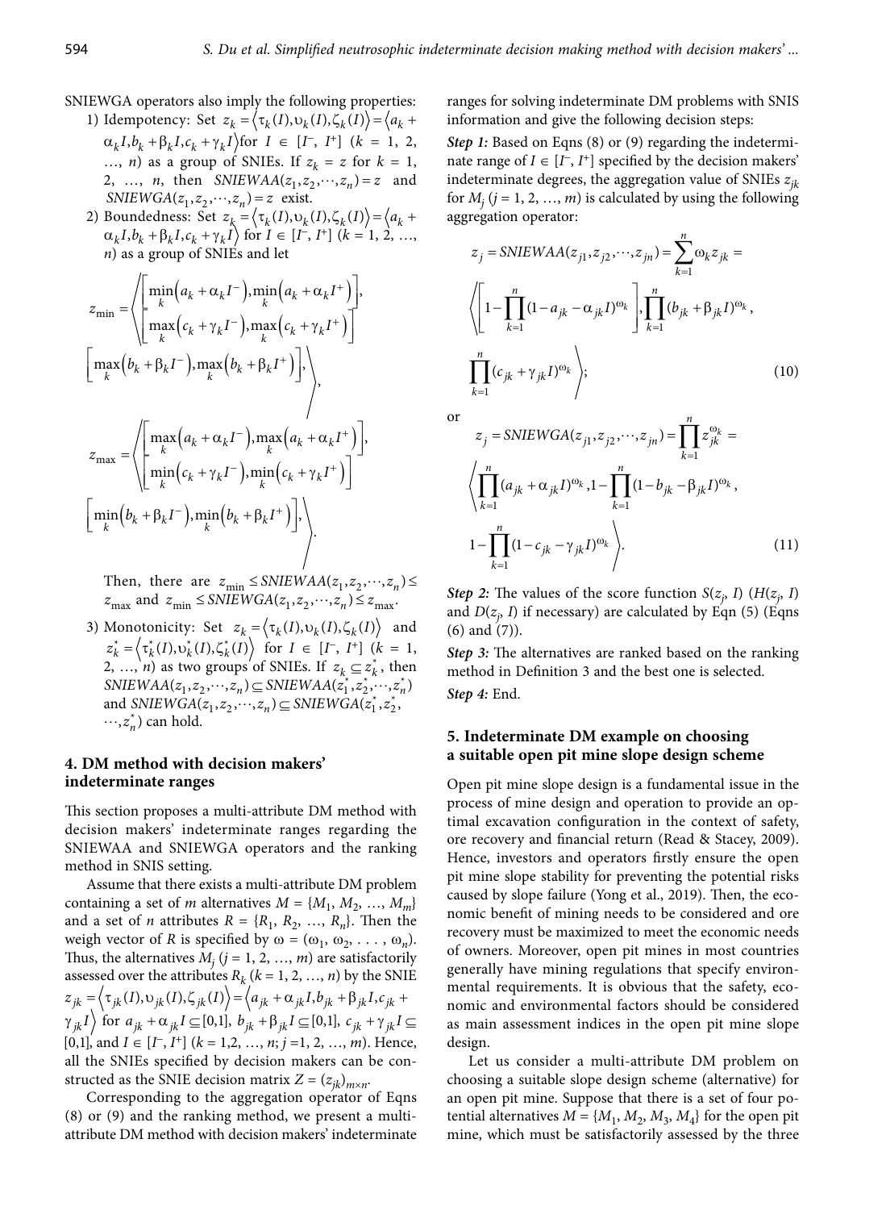SNIEWGA operators also imply the following properties:

1) Idempotency: Set $z_k = \langle \tau_k(I), \upsilon_k(I), \zeta_k(I) \rangle = \langle a_k + \alpha_k I, b_k + \beta_k I, c_k + \gamma_k I \rangle$ for $I \in [I^-, I^+]$ ($k$ = 1, 2, …, $n$) as a group of SNIEs. If $z_k = z$ for $k$ = 1, 2, …, $n$, then $SNIEWAA(z_1, z_2, \cdots, z_n) = z$ and $SNIEWGA(z_1, z_2, \cdots, z_n) = z$ exist.

2) Boundedness: Set $z_k = \langle \tau_k(I), \upsilon_k(I), \zeta_k(I) \rangle = \langle a_k + \alpha_k I, b_k + \beta_k I, c_k + \gamma_k I \rangle$ for $I \in [I^-, I^+]$ ($k$ = 1, 2, …, $n$) as a group of SNIEs and let

$$z_{\min} = \left\langle \begin{bmatrix} \min_k\left(a_k + \alpha_k I^-\right), \min_k\left(a_k + \alpha_k I^+\right) \end{bmatrix}, \begin{bmatrix} \max_k\left(b_k + \beta_k I^-\right), \max_k\left(b_k + \beta_k I^+\right) \end{bmatrix}, \begin{bmatrix} \max_k\left(c_k + \gamma_k I^-\right), \max_k\left(c_k + \gamma_k I^+\right) \end{bmatrix} \right\rangle,$$

$$z_{\max} = \left\langle \begin{bmatrix} \max_k\left(a_k + \alpha_k I^-\right), \max_k\left(a_k + \alpha_k I^+\right) \end{bmatrix}, \begin{bmatrix} \min_k\left(b_k + \beta_k I^-\right), \min_k\left(b_k + \beta_k I^+\right) \end{bmatrix}, \begin{bmatrix} \min_k\left(c_k + \gamma_k I^-\right), \min_k\left(c_k + \gamma_k I^+\right) \end{bmatrix} \right\rangle.$$

Then, there are $z_{\min} \le SNIEWAA(z_1, z_2, \cdots, z_n) \le z_{\max}$ and $z_{\min} \le SNIEWGA(z_1, z_2, \cdots, z_n) \le z_{\max}$.

3) Monotonicity: Set $z_k = \langle \tau_k(I), \upsilon_k(I), \zeta_k(I) \rangle$ and $z_k^* = \langle \tau_k^*(I), \upsilon_k^*(I), \zeta_k^*(I) \rangle$ for $I \in [I^-, I^+]$ ($k$ = 1, 2, …, $n$) as two groups of SNIEs. If $z_k \subseteq z_k^*$, then $SNIEWAA(z_1, z_2, \cdots, z_n) \subseteq SNIEWAA(z_1^*, z_2^*, \cdots, z_n^*)$ and $SNIEWGA(z_1, z_2, \cdots, z_n) \subseteq SNIEWGA(z_1^*, z_2^*, \cdots, z_n^*)$ can hold.

## 4. DM method with decision makers' indeterminate ranges

This section proposes a multi-attribute DM method with decision makers' indeterminate ranges regarding the SNIEWAA and SNIEWGA operators and the ranking method in SNIS setting.

Assume that there exists a multi-attribute DM problem containing a set of $m$ alternatives $M = \{M_1, M_2, \ldots, M_m\}$ and a set of $n$ attributes $R = \{R_1, R_2, \ldots, R_n\}$. Then the weigh vector of $R$ is specified by $\omega = (\omega_1, \omega_2, \ldots, \omega_n)$. Thus, the alternatives $M_j$ ($j$ = 1, 2, …, $m$) are satisfactorily assessed over the attributes $R_k$ ($k$ = 1, 2, …, $n$) by the SNIE $z_{jk} = \langle \tau_{jk}(I), \upsilon_{jk}(I), \zeta_{jk}(I) \rangle = \langle a_{jk} + \alpha_{jk} I, b_{jk} + \beta_{jk} I, c_{jk} + \gamma_{jk} I \rangle$ for $a_{jk} + \alpha_{jk} I \subseteq [0,1]$, $b_{jk} + \beta_{jk} I \subseteq [0,1]$, $c_{jk} + \gamma_{jk} I \subseteq [0,1]$, and $I \in [I^-, I^+]$ ($k$ = 1,2, …, $n$; $j$ =1, 2, …, $m$). Hence, all the SNIEs specified by decision makers can be constructed as the SNIE decision matrix $Z = (z_{jk})_{m \times n}$.

Corresponding to the aggregation operator of Eqns (8) or (9) and the ranking method, we present a multi-attribute DM method with decision makers' indeterminate ranges for solving indeterminate DM problems with SNIS information and give the following decision steps:

***Step 1:*** Based on Eqns (8) or (9) regarding the indeterminate range of $I \in [I^-, I^+]$ specified by the decision makers' indeterminate degrees, the aggregation value of SNIEs $z_{jk}$ for $M_j$ ($j$ = 1, 2, …, $m$) is calculated by using the following aggregation operator:

$$z_j = SNIEWAA(z_{j1}, z_{j2}, \cdots, z_{jn}) = \sum_{k=1}^{n} \omega_k z_{jk} = \left\langle \left[ 1 - \prod_{k=1}^{n} (1 - a_{jk} - \alpha_{jk} I)^{\omega_k} \right], \prod_{k=1}^{n} (b_{jk} + \beta_{jk} I)^{\omega_k}, \prod_{k=1}^{n} (c_{jk} + \gamma_{jk} I)^{\omega_k} \right\rangle; \tag{10}$$

or

$$z_j = SNIEWGA(z_{j1}, z_{j2}, \cdots, z_{jn}) = \prod_{k=1}^{n} z_{jk}^{\omega_k} = \left\langle \prod_{k=1}^{n} (a_{jk} + \alpha_{jk} I)^{\omega_k}, 1 - \prod_{k=1}^{n} (1 - b_{jk} - \beta_{jk} I)^{\omega_k}, 1 - \prod_{k=1}^{n} (1 - c_{jk} - \gamma_{jk} I)^{\omega_k} \right\rangle. \tag{11}$$

***Step 2:*** The values of the score function $S(z_j, I)$ ($H(z_j, I)$ and $D(z_j, I)$ if necessary) are calculated by Eqn (5) (Eqns (6) and (7)).

***Step 3:*** The alternatives are ranked based on the ranking method in Definition 3 and the best one is selected.

***Step 4:*** End.

## 5. Indeterminate DM example on choosing a suitable open pit mine slope design scheme

Open pit mine slope design is a fundamental issue in the process of mine design and operation to provide an optimal excavation configuration in the context of safety, ore recovery and financial return (Read & Stacey, 2009). Hence, investors and operators firstly ensure the open pit mine slope stability for preventing the potential risks caused by slope failure (Yong et al., 2019). Then, the economic benefit of mining needs to be considered and ore recovery must be maximized to meet the economic needs of owners. Moreover, open pit mines in most countries generally have mining regulations that specify environmental requirements. It is obvious that the safety, economic and environmental factors should be considered as main assessment indices in the open pit mine slope design.

Let us consider a multi-attribute DM problem on choosing a suitable slope design scheme (alternative) for an open pit mine. Suppose that there is a set of four potential alternatives $M = \{M_1, M_2, M_3, M_4\}$ for the open pit mine, which must be satisfactorily assessed by the three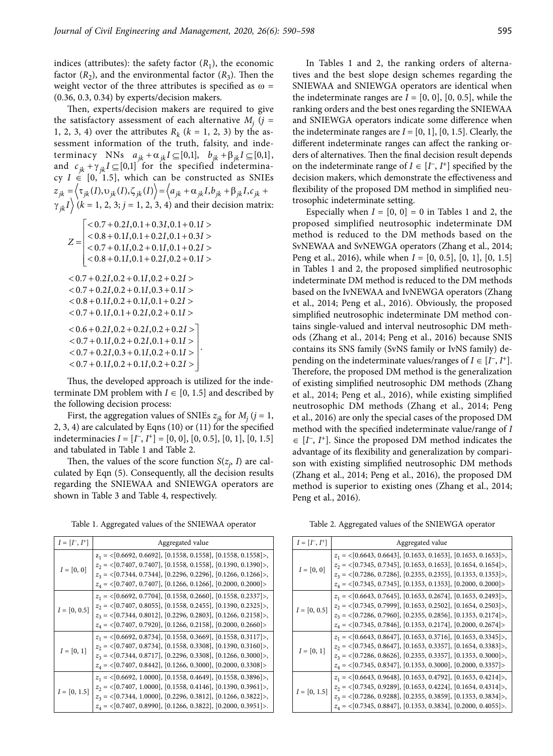indices (attributes): the safety factor ($R_1$), the economic factor ($R_2$), and the environmental factor ($R_3$). Then the weight vector of the three attributes is specified as $\omega = (0.36, 0.3, 0.34)$ by experts/decision makers.

Then, experts/decision makers are required to give the satisfactory assessment of each alternative $M_j$ ($j$ = 1, 2, 3, 4) over the attributes $R_k$ ($k$ = 1, 2, 3) by the assessment information of the truth, falsity, and indeterminacy NNs $a_{jk} + \alpha_{jk} I \subseteq [0,1]$, $b_{jk} + \beta_{jk} I \subseteq [0,1]$, and $c_{jk} + \gamma_{jk} I \subseteq [0,1]$ for the specified indeterminacy $I \in [0, 1.5]$, which can be constructed as SNIEs $z_{jk} = \left\langle \tau_{jk}(I), \upsilon_{jk}(I), \zeta_{jk}(I) \right\rangle = \left\langle a_{jk} + \alpha_{jk} I, b_{jk} + \beta_{jk} I, c_{jk} + \gamma_{jk} I \right\rangle$ ($k$ = 1, 2, 3; $j$ = 1, 2, 3, 4) and their decision matrix:

$$Z = \begin{bmatrix} <0.7+0.2I, 0.1+0.3I, 0.1+0.1I> & <0.7+0.2I, 0.2+0.1I, 0.2+0.2I> & <0.6+0.2I, 0.2+0.2I, 0.2+0.2I> \\ <0.8+0.1I, 0.1+0.2I, 0.1+0.3I> & <0.7+0.2I, 0.2+0.1I, 0.3+0.1I> & <0.7+0.1I, 0.2+0.2I, 0.1+0.1I> \\ <0.7+0.1I, 0.2+0.1I, 0.1+0.2I> & <0.8+0.1I, 0.2+0.2I, 0.1+0.2I> & <0.7+0.2I, 0.3+0.1I, 0.2+0.1I> \\ <0.8+0.1I, 0.1+0.2I, 0.2+0.1I> & <0.7+0.1I, 0.1+0.2I, 0.2+0.1I> & <0.7+0.1I, 0.2+0.1I, 0.2+0.2I> \end{bmatrix}.$$

Thus, the developed approach is utilized for the indeterminate DM problem with $I \in [0, 1.5]$ and described by the following decision process:

First, the aggregation values of SNIEs $z_{jk}$ for $M_j$ ($j$ = 1, 2, 3, 4) are calculated by Eqns (10) or (11) for the specified indeterminacies $I = [I^-, I^+] = [0, 0], [0, 0.5], [0, 1], [0, 1.5]$ and tabulated in Table 1 and Table 2.

Then, the values of the score function $S(z_j, I)$ are calculated by Eqn (5). Consequently, all the decision results regarding the SNIEWAA and SNIEWGA operators are shown in Table 3 and Table 4, respectively.

In Tables 1 and 2, the ranking orders of alternatives and the best slope design schemes regarding the SNIEWAA and SNIEWGA operators are identical when the indeterminate ranges are $I = [0, 0], [0, 0.5]$, while the ranking orders and the best ones regarding the SNIEWAA and SNIEWGA operators indicate some difference when the indeterminate ranges are $I = [0, 1], [0, 1.5]$. Clearly, the different indeterminate ranges can affect the ranking orders of alternatives. Then the final decision result depends on the indeterminate range of $I \in [I^-, I^+]$ specified by the decision makers, which demonstrate the effectiveness and flexibility of the proposed DM method in simplified neutrosophic indeterminate setting.

Especially when $I = [0, 0] = 0$ in Tables 1 and 2, the proposed simplified neutrosophic indeterminate DM method is reduced to the DM methods based on the SvNEWAA and SvNEWGA operators (Zhang et al., 2014; Peng et al., 2016), while when $I = [0, 0.5], [0, 1], [0, 1.5]$ in Tables 1 and 2, the proposed simplified neutrosophic indeterminate DM method is reduced to the DM methods based on the IvNEWAA and IvNEWGA operators (Zhang et al., 2014; Peng et al., 2016). Obviously, the proposed simplified neutrosophic indeterminate DM method contains single-valued and interval neutrosophic DM methods (Zhang et al., 2014; Peng et al., 2016) because SNIS contains its SNS family (SvNS family or IvNS family) depending on the indeterminate values/ranges of $I \in [I^-, I^+]$. Therefore, the proposed DM method is the generalization of existing simplified neutrosophic DM methods (Zhang et al., 2014; Peng et al., 2016), while existing simplified neutrosophic DM methods (Zhang et al., 2014; Peng et al., 2016) are only the special cases of the proposed DM method with the specified indeterminate value/range of $I \in [I^-, I^+]$. Since the proposed DM method indicates the advantage of its flexibility and generalization by comparison with existing simplified neutrosophic DM methods (Zhang et al., 2014; Peng et al., 2016), the proposed DM method is superior to existing ones (Zhang et al., 2014; Peng et al., 2016).

Table 1. Aggregated values of the SNIEWAA operator

| $I = [I^-, I^+]$ | Aggregated value |
|---|---|
| $I = [0, 0]$ | $z_1$ = <[0.6692, 0.6692], [0.1558, 0.1558], [0.1558, 0.1558]>,<br>$z_2$ = <[0.7407, 0.7407], [0.1558, 0.1558], [0.1390, 0.1390]>,<br>$z_3$ = <[0.7344, 0.7344], [0.2296, 0.2296], [0.1266, 0.1266]>,<br>$z_4$ = <[0.7407, 0.7407], [0.1266, 0.1266], [0.2000, 0.2000]> |
| $I = [0, 0.5]$ | $z_1$ = <[0.6692, 0.7704], [0.1558, 0.2660], [0.1558, 0.2337]>,<br>$z_2$ = <[0.7407, 0.8055], [0.1558, 0.2455], [0.1390, 0.2325]>,<br>$z_3$ = <[0.7344, 0.8012], [0.2296, 0.2803], [0.1266, 0.2158]>,<br>$z_4$ = <[0.7407, 0.7920], [0.1266, 0.2158], [0.2000, 0.2660]> |
| $I = [0, 1]$ | $z_1$ = <[0.6692, 0.8734], [0.1558, 0.3669], [0.1558, 0.3117]>,<br>$z_2$ = <[0.7407, 0.8734], [0.1558, 0.3308], [0.1390, 0.3160]>,<br>$z_3$ = <[0.7344, 0.8717], [0.2296, 0.3308], [0.1266, 0.3000]>,<br>$z_4$ = <[0.7407, 0.8442], [0.1266, 0.3000], [0.2000, 0.3308]> |
| $I = [0, 1.5]$ | $z_1$ = <[0.6692, 1.0000], [0.1558, 0.4649], [0.1558, 0.3896]>,<br>$z_2$ = <[0.7407, 1.0000], [0.1558, 0.4146], [0.1390, 0.3961]>,<br>$z_3$ = <[0.7344, 1.0000], [0.2296, 0.3812], [0.1266, 0.3822]>,<br>$z_4$ = <[0.7407, 0.8990], [0.1266, 0.3822], [0.2000, 0.3951]>. |

Table 2. Aggregated values of the SNIEWGA operator

| $I = [I^-, I^+]$ | Aggregated value |
|---|---|
| $I = [0, 0]$ | $z_1$ = <[0.6643, 0.6643], [0.1653, 0.1653], [0.1653, 0.1653]>,<br>$z_2$ = <[0.7345, 0.7345], [0.1653, 0.1653], [0.1654, 0.1654]>,<br>$z_3$ = <[0.7286, 0.7286], [0.2355, 0.2355], [0.1353, 0.1353]>,<br>$z_4$ = <[0.7345, 0.7345], [0.1353, 0.1353], [0.2000, 0.2000]> |
| $I = [0, 0.5]$ | $z_1$ = <[0.6643, 0.7645], [0.1653, 0.2674], [0.1653, 0.2493]>,<br>$z_2$ = <[0.7345, 0.7999], [0.1653, 0.2502], [0.1654, 0.2503]>,<br>$z_3$ = <[0.7286, 0.7960], [0.2355, 0.2856], [0.1353, 0.2174]>,<br>$z_4$ = <[0.7345, 0.7846], [0.1353, 0.2174], [0.2000, 0.2674]> |
| $I = [0, 1]$ | $z_1$ = <[0.6643, 0.8647], [0.1653, 0.3716], [0.1653, 0.3345]>,<br>$z_2$ = <[0.7345, 0.8647], [0.1653, 0.3357], [0.1654, 0.3383]>,<br>$z_3$ = <[0.7286, 0.8626], [0.2355, 0.3357], [0.1353, 0.3000]>,<br>$z_4$ = <[0.7345, 0.8347], [0.1353, 0.3000], [0.2000, 0.3357]> |
| $I = [0, 1.5]$ | $z_1$ = <[0.6643, 0.9648], [0.1653, 0.4792], [0.1653, 0.4214]>,<br>$z_2$ = <[0.7345, 0.9289], [0.1653, 0.4224], [0.1654, 0.4314]>,<br>$z_3$ = <[0.7286, 0.9288], [0.2355, 0.3859], [0.1353, 0.3834]>,<br>$z_4$ = <[0.7345, 0.8847], [0.1353, 0.3834], [0.2000, 0.4055]>. |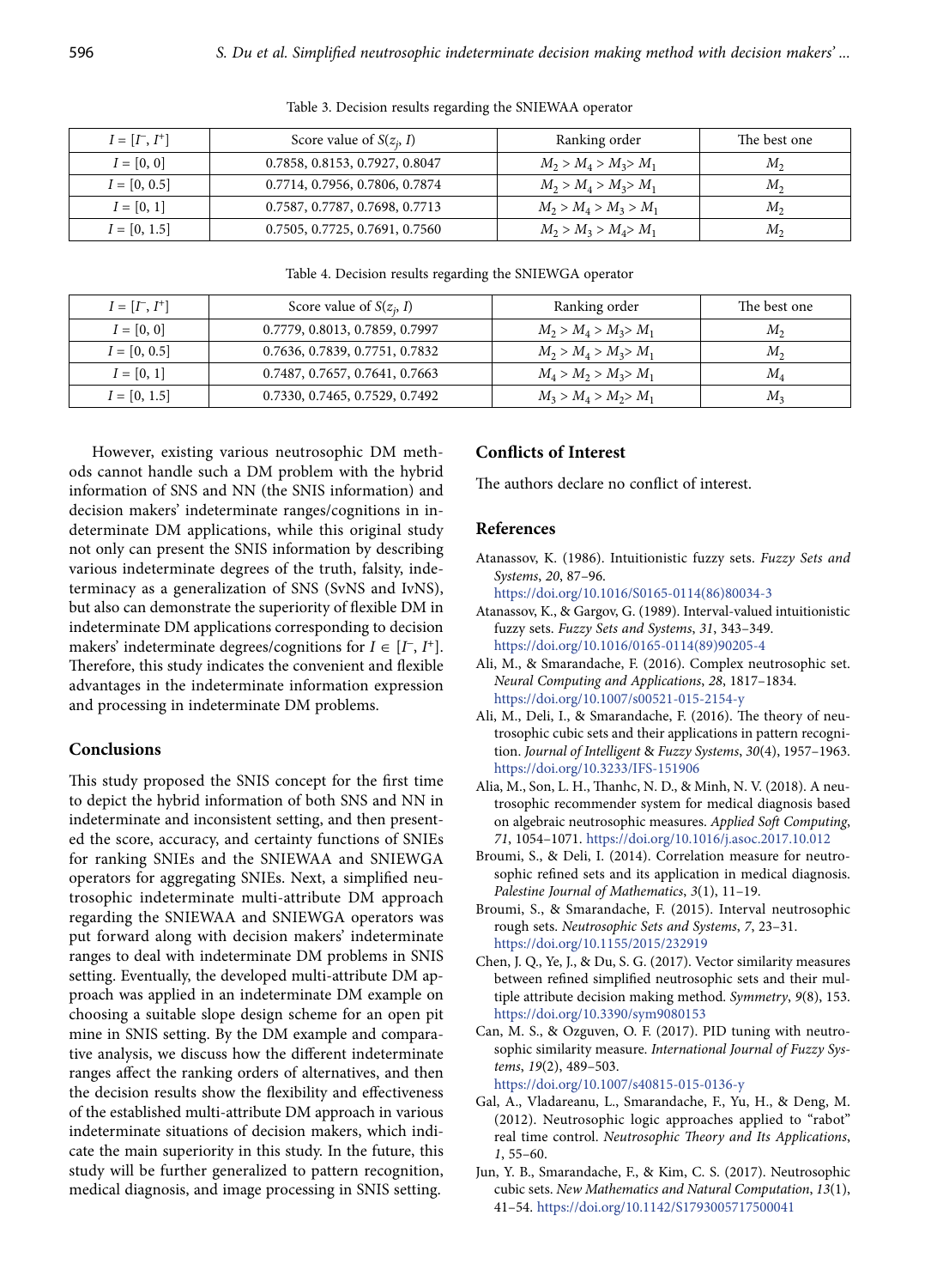Table 3. Decision results regarding the SNIEWAA operator

| $I = [I^-, I^+]$ | Score value of $S(z_j, I)$ | Ranking order | The best one |
|---|---|---|---|
| $I = [0, 0]$ | 0.7858, 0.8153, 0.7927, 0.8047 | $M_2 > M_4 > M_3 > M_1$ | $M_2$ |
| $I = [0, 0.5]$ | 0.7714, 0.7956, 0.7806, 0.7874 | $M_2 > M_4 > M_3 > M_1$ | $M_2$ |
| $I = [0, 1]$ | 0.7587, 0.7787, 0.7698, 0.7713 | $M_2 > M_4 > M_3 > M_1$ | $M_2$ |
| $I = [0, 1.5]$ | 0.7505, 0.7725, 0.7691, 0.7560 | $M_2 > M_3 > M_4 > M_1$ | $M_2$ |

Table 4. Decision results regarding the SNIEWGA operator

| $I = [I^-, I^+]$ | Score value of $S(z_j, I)$ | Ranking order | The best one |
|---|---|---|---|
| $I = [0, 0]$ | 0.7779, 0.8013, 0.7859, 0.7997 | $M_2 > M_4 > M_3 > M_1$ | $M_2$ |
| $I = [0, 0.5]$ | 0.7636, 0.7839, 0.7751, 0.7832 | $M_2 > M_4 > M_3 > M_1$ | $M_2$ |
| $I = [0, 1]$ | 0.7487, 0.7657, 0.7641, 0.7663 | $M_4 > M_2 > M_3 > M_1$ | $M_4$ |
| $I = [0, 1.5]$ | 0.7330, 0.7465, 0.7529, 0.7492 | $M_3 > M_4 > M_2 > M_1$ | $M_3$ |

However, existing various neutrosophic DM methods cannot handle such a DM problem with the hybrid information of SNS and NN (the SNIS information) and decision makers' indeterminate ranges/cognitions in indeterminate DM applications, while this original study not only can present the SNIS information by describing various indeterminate degrees of the truth, falsity, indeterminacy as a generalization of SNS (SvNS and IvNS), but also can demonstrate the superiority of flexible DM in indeterminate DM applications corresponding to decision makers' indeterminate degrees/cognitions for $I \in [I^-, I^+]$. Therefore, this study indicates the convenient and flexible advantages in the indeterminate information expression and processing in indeterminate DM problems.

## Conclusions

This study proposed the SNIS concept for the first time to depict the hybrid information of both SNS and NN in indeterminate and inconsistent setting, and then presented the score, accuracy, and certainty functions of SNIEs for ranking SNIEs and the SNIEWAA and SNIEWGA operators for aggregating SNIEs. Next, a simplified neutrosophic indeterminate multi-attribute DM approach regarding the SNIEWAA and SNIEWGA operators was put forward along with decision makers' indeterminate ranges to deal with indeterminate DM problems in SNIS setting. Eventually, the developed multi-attribute DM approach was applied in an indeterminate DM example on choosing a suitable slope design scheme for an open pit mine in SNIS setting. By the DM example and comparative analysis, we discuss how the different indeterminate ranges affect the ranking orders of alternatives, and then the decision results show the flexibility and effectiveness of the established multi-attribute DM approach in various indeterminate situations of decision makers, which indicate the main superiority in this study. In the future, this study will be further generalized to pattern recognition, medical diagnosis, and image processing in SNIS setting.

## Conflicts of Interest

The authors declare no conflict of interest.

## References

Atanassov, K. (1986). Intuitionistic fuzzy sets. *Fuzzy Sets and Systems*, *20*, 87–96. https://doi.org/10.1016/S0165-0114(86)80034-3

Atanassov, K., & Gargov, G. (1989). Interval-valued intuitionistic fuzzy sets. *Fuzzy Sets and Systems*, *31*, 343–349. https://doi.org/10.1016/0165-0114(89)90205-4

Ali, M., & Smarandache, F. (2016). Complex neutrosophic set. *Neural Computing and Applications*, *28*, 1817–1834. https://doi.org/10.1007/s00521-015-2154-y

Ali, M., Deli, I., & Smarandache, F. (2016). The theory of neutrosophic cubic sets and their applications in pattern recognition. *Journal of Intelligent & Fuzzy Systems*, *30*(4), 1957–1963. https://doi.org/10.3233/IFS-151906

Alia, M., Son, L. H., Thanhc, N. D., & Minh, N. V. (2018). A neutrosophic recommender system for medical diagnosis based on algebraic neutrosophic measures. *Applied Soft Computing*, *71*, 1054–1071. https://doi.org/10.1016/j.asoc.2017.10.012

Broumi, S., & Deli, I. (2014). Correlation measure for neutrosophic refined sets and its application in medical diagnosis. *Palestine Journal of Mathematics*, *3*(1), 11–19.

Broumi, S., & Smarandache, F. (2015). Interval neutrosophic rough sets. *Neutrosophic Sets and Systems*, *7*, 23–31. https://doi.org/10.1155/2015/232919

Chen, J. Q., Ye, J., & Du, S. G. (2017). Vector similarity measures between refined simplified neutrosophic sets and their multiple attribute decision making method. *Symmetry*, *9*(8), 153. https://doi.org/10.3390/sym9080153

Can, M. S., & Ozguven, O. F. (2017). PID tuning with neutrosophic similarity measure. *International Journal of Fuzzy Systems*, *19*(2), 489–503. https://doi.org/10.1007/s40815-015-0136-y

Gal, A., Vladareanu, L., Smarandache, F., Yu, H., & Deng, M. (2012). Neutrosophic logic approaches applied to "rabot" real time control. *Neutrosophic Theory and Its Applications*, *1*, 55–60.

Jun, Y. B., Smarandache, F., & Kim, C. S. (2017). Neutrosophic cubic sets. *New Mathematics and Natural Computation*, *13*(1), 41–54. https://doi.org/10.1142/S1793005717500041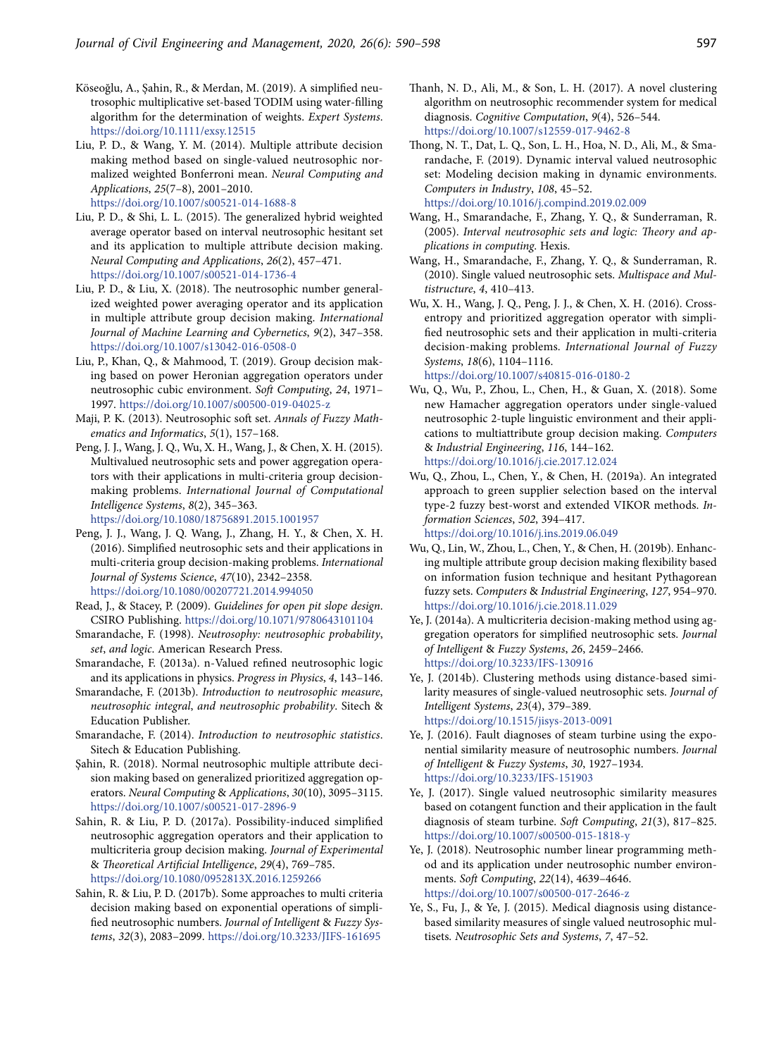Köseoğlu, A., Şahin, R., & Merdan, M. (2019). A simplified neutrosophic multiplicative set-based TODIM using water-filling algorithm for the determination of weights. *Expert Systems*. https://doi.org/10.1111/exsy.12515

Liu, P. D., & Wang, Y. M. (2014). Multiple attribute decision making method based on single-valued neutrosophic normalized weighted Bonferroni mean. *Neural Computing and Applications*, *25*(7–8), 2001–2010. https://doi.org/10.1007/s00521-014-1688-8

Liu, P. D., & Shi, L. L. (2015). The generalized hybrid weighted average operator based on interval neutrosophic hesitant set and its application to multiple attribute decision making. *Neural Computing and Applications*, *26*(2), 457–471. https://doi.org/10.1007/s00521-014-1736-4

Liu, P. D., & Liu, X. (2018). The neutrosophic number generalized weighted power averaging operator and its application in multiple attribute group decision making. *International Journal of Machine Learning and Cybernetics*, *9*(2), 347–358. https://doi.org/10.1007/s13042-016-0508-0

Liu, P., Khan, Q., & Mahmood, T. (2019). Group decision making based on power Heronian aggregation operators under neutrosophic cubic environment. *Soft Computing*, *24*, 1971–1997. https://doi.org/10.1007/s00500-019-04025-z

Maji, P. K. (2013). Neutrosophic soft set. *Annals of Fuzzy Mathematics and Informatics*, *5*(1), 157–168.

Peng, J. J., Wang, J. Q., Wu, X. H., Wang, J., & Chen, X. H. (2015). Multivalued neutrosophic sets and power aggregation operators with their applications in multi-criteria group decision-making problems. *International Journal of Computational Intelligence Systems*, *8*(2), 345–363. https://doi.org/10.1080/18756891.2015.1001957

Peng, J. J., Wang, J. Q. Wang, J., Zhang, H. Y., & Chen, X. H. (2016). Simplified neutrosophic sets and their applications in multi-criteria group decision-making problems. *International Journal of Systems Science*, *47*(10), 2342–2358. https://doi.org/10.1080/00207721.2014.994050

Read, J., & Stacey, P. (2009). *Guidelines for open pit slope design*. CSIRO Publishing. https://doi.org/10.1071/9780643101104

Smarandache, F. (1998). *Neutrosophy: neutrosophic probability, set, and logic*. American Research Press.

Smarandache, F. (2013a). n-Valued refined neutrosophic logic and its applications in physics. *Progress in Physics*, *4*, 143–146.

Smarandache, F. (2013b). *Introduction to neutrosophic measure, neutrosophic integral, and neutrosophic probability*. Sitech & Education Publisher.

Smarandache, F. (2014). *Introduction to neutrosophic statistics*. Sitech & Education Publishing.

Şahin, R. (2018). Normal neutrosophic multiple attribute decision making based on generalized prioritized aggregation operators. *Neural Computing & Applications*, *30*(10), 3095–3115. https://doi.org/10.1007/s00521-017-2896-9

Sahin, R. & Liu, P. D. (2017a). Possibility-induced simplified neutrosophic aggregation operators and their application to multicriteria group decision making. *Journal of Experimental & Theoretical Artificial Intelligence*, *29*(4), 769–785. https://doi.org/10.1080/0952813X.2016.1259266

Sahin, R. & Liu, P. D. (2017b). Some approaches to multi criteria decision making based on exponential operations of simplified neutrosophic numbers. *Journal of Intelligent & Fuzzy Systems*, *32*(3), 2083–2099. https://doi.org/10.3233/JIFS-161695

Thanh, N. D., Ali, M., & Son, L. H. (2017). A novel clustering algorithm on neutrosophic recommender system for medical diagnosis. *Cognitive Computation*, *9*(4), 526–544. https://doi.org/10.1007/s12559-017-9462-8

Thong, N. T., Dat, L. Q., Son, L. H., Hoa, N. D., Ali, M., & Smarandache, F. (2019). Dynamic interval valued neutrosophic set: Modeling decision making in dynamic environments. *Computers in Industry*, *108*, 45–52. https://doi.org/10.1016/j.compind.2019.02.009

Wang, H., Smarandache, F., Zhang, Y. Q., & Sunderraman, R. (2005). *Interval neutrosophic sets and logic: Theory and applications in computing*. Hexis.

Wang, H., Smarandache, F., Zhang, Y. Q., & Sunderraman, R. (2010). Single valued neutrosophic sets. *Multispace and Multistructure*, *4*, 410–413.

Wu, X. H., Wang, J. Q., Peng, J. J., & Chen, X. H. (2016). Cross-entropy and prioritized aggregation operator with simplified neutrosophic sets and their application in multi-criteria decision-making problems. *International Journal of Fuzzy Systems*, *18*(6), 1104–1116. https://doi.org/10.1007/s40815-016-0180-2

Wu, Q., Wu, P., Zhou, L., Chen, H., & Guan, X. (2018). Some new Hamacher aggregation operators under single-valued neutrosophic 2-tuple linguistic environment and their applications to multiattribute group decision making. *Computers & Industrial Engineering*, *116*, 144–162. https://doi.org/10.1016/j.cie.2017.12.024

Wu, Q., Zhou, L., Chen, Y., & Chen, H. (2019a). An integrated approach to green supplier selection based on the interval type-2 fuzzy best-worst and extended VIKOR methods. *Information Sciences*, *502*, 394–417. https://doi.org/10.1016/j.ins.2019.06.049

Wu, Q., Lin, W., Zhou, L., Chen, Y., & Chen, H. (2019b). Enhancing multiple attribute group decision making flexibility based on information fusion technique and hesitant Pythagorean fuzzy sets. *Computers & Industrial Engineering*, *127*, 954–970. https://doi.org/10.1016/j.cie.2018.11.029

Ye, J. (2014a). A multicriteria decision-making method using aggregation operators for simplified neutrosophic sets. *Journal of Intelligent & Fuzzy Systems*, *26*, 2459–2466. https://doi.org/10.3233/IFS-130916

Ye, J. (2014b). Clustering methods using distance-based similarity measures of single-valued neutrosophic sets. *Journal of Intelligent Systems*, *23*(4), 379–389. https://doi.org/10.1515/jisys-2013-0091

Ye, J. (2016). Fault diagnoses of steam turbine using the exponential similarity measure of neutrosophic numbers. *Journal of Intelligent & Fuzzy Systems*, *30*, 1927–1934. https://doi.org/10.3233/IFS-151903

Ye, J. (2017). Single valued neutrosophic similarity measures based on cotangent function and their application in the fault diagnosis of steam turbine. *Soft Computing*, *21*(3), 817–825. https://doi.org/10.1007/s00500-015-1818-y

Ye, J. (2018). Neutrosophic number linear programming method and its application under neutrosophic number environments. *Soft Computing*, *22*(14), 4639–4646. https://doi.org/10.1007/s00500-017-2646-z

Ye, S., Fu, J., & Ye, J. (2015). Medical diagnosis using distance-based similarity measures of single valued neutrosophic multisets. *Neutrosophic Sets and Systems*, *7*, 47–52.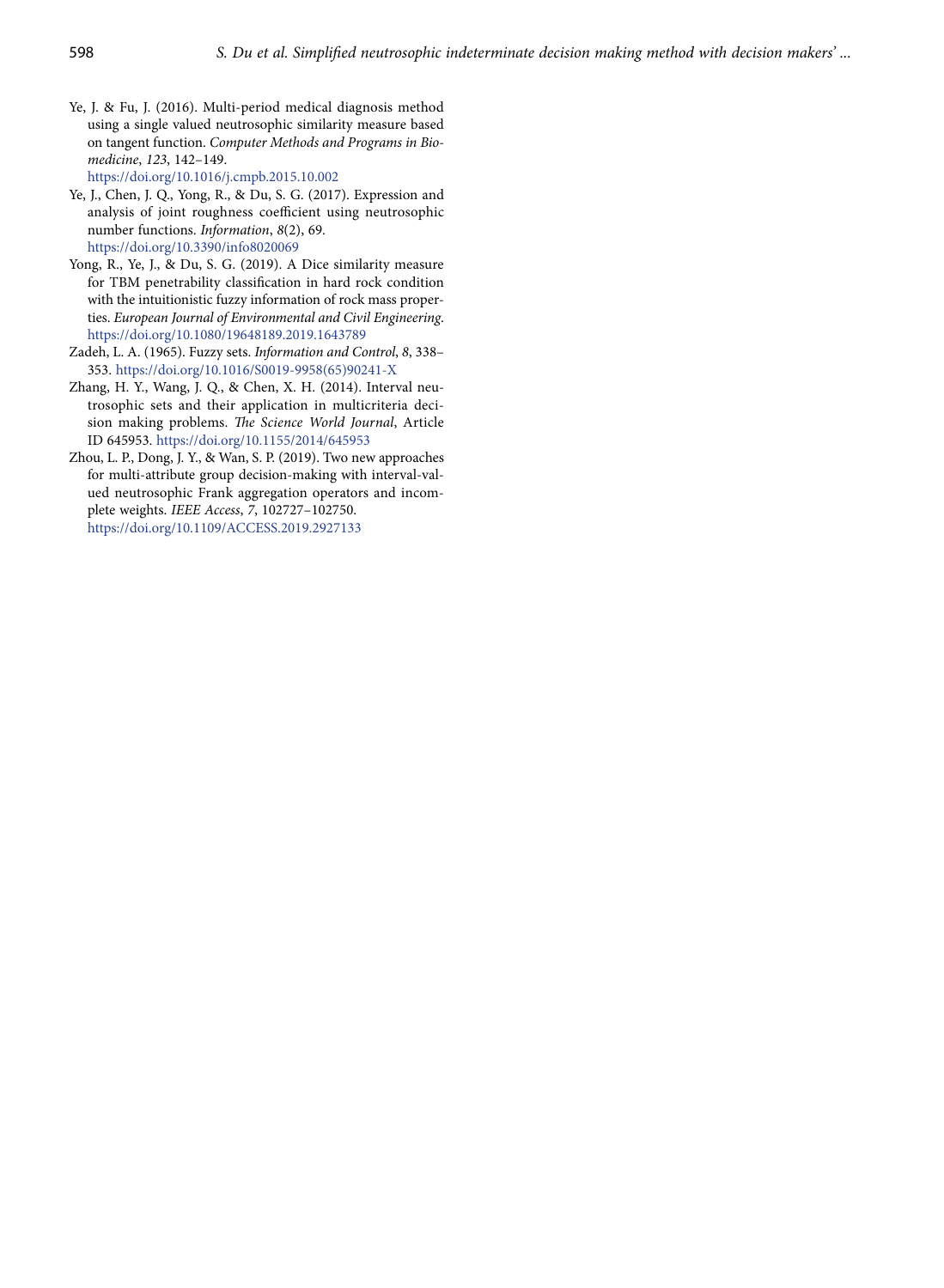Ye, J. & Fu, J. (2016). Multi-period medical diagnosis method using a single valued neutrosophic similarity measure based on tangent function. *Computer Methods and Programs in Biomedicine*, *123*, 142–149. https://doi.org/10.1016/j.cmpb.2015.10.002

Ye, J., Chen, J. Q., Yong, R., & Du, S. G. (2017). Expression and analysis of joint roughness coefficient using neutrosophic number functions. *Information*, *8*(2), 69. https://doi.org/10.3390/info8020069

Yong, R., Ye, J., & Du, S. G. (2019). A Dice similarity measure for TBM penetrability classification in hard rock condition with the intuitionistic fuzzy information of rock mass properties. *European Journal of Environmental and Civil Engineering*. https://doi.org/10.1080/19648189.2019.1643789

Zadeh, L. A. (1965). Fuzzy sets. *Information and Control*, *8*, 338–353. https://doi.org/10.1016/S0019-9958(65)90241-X

Zhang, H. Y., Wang, J. Q., & Chen, X. H. (2014). Interval neutrosophic sets and their application in multicriteria decision making problems. *The Science World Journal*, Article ID 645953. https://doi.org/10.1155/2014/645953

Zhou, L. P., Dong, J. Y., & Wan, S. P. (2019). Two new approaches for multi-attribute group decision-making with interval-valued neutrosophic Frank aggregation operators and incomplete weights. *IEEE Access*, *7*, 102727–102750. https://doi.org/10.1109/ACCESS.2019.2927133